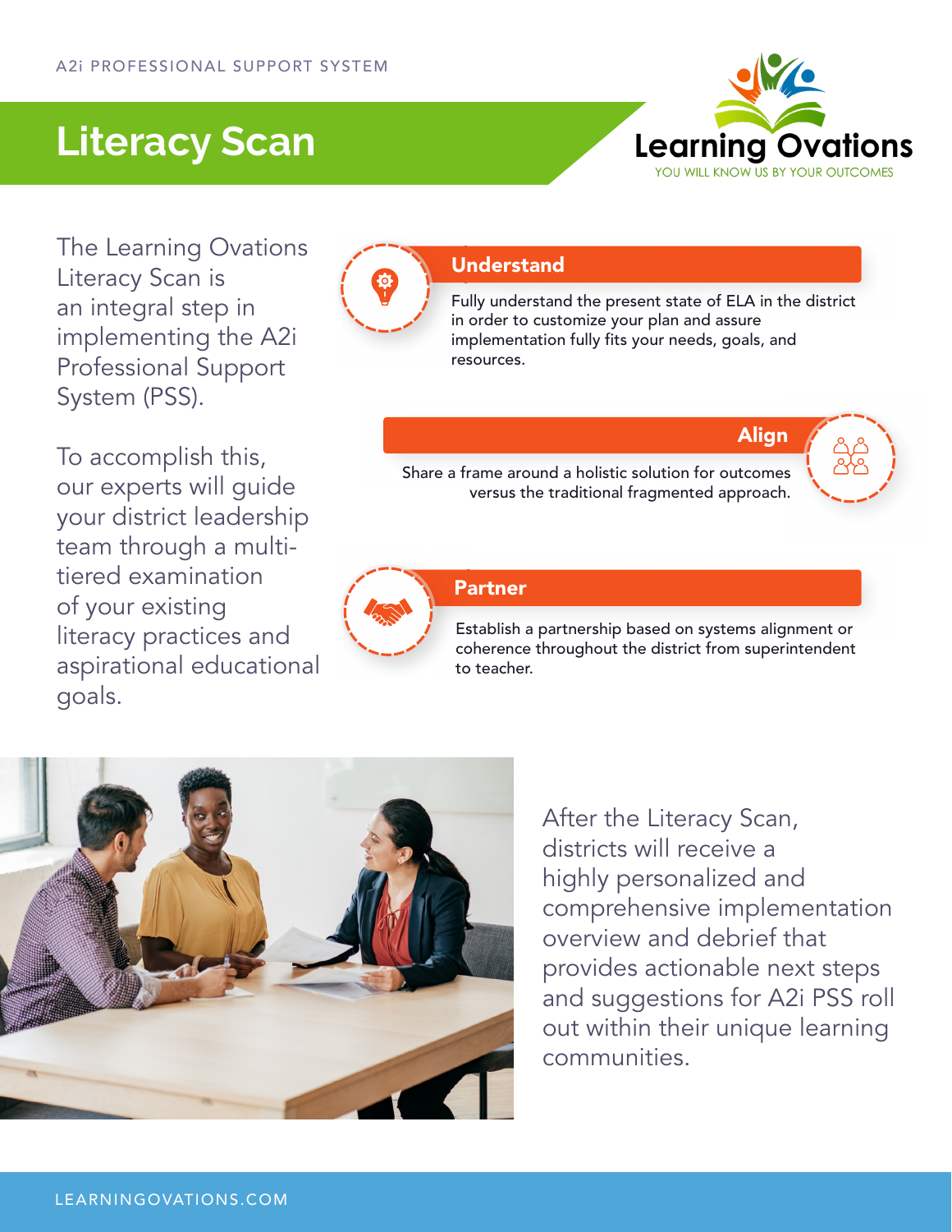A2i PROFESSIONAL SUPPORT SYSTEM

# Literacy Scan

Learning Ovations
YOU WILL KNOW US BY YOUR OUTCOMES

The Learning Ovations Literacy Scan is an integral step in implementing the A2i Professional Support System (PSS).

To accomplish this, our experts will guide your district leadership team through a multi-tiered examination of your existing literacy practices and aspirational educational goals.

## Understand

Fully understand the present state of ELA in the district in order to customize your plan and assure implementation fully fits your needs, goals, and resources.

## Align

Share a frame around a holistic solution for outcomes versus the traditional fragmented approach.

## Partner

Establish a partnership based on systems alignment or coherence throughout the district from superintendent to teacher.

After the Literacy Scan, districts will receive a highly personalized and comprehensive implementation overview and debrief that provides actionable next steps and suggestions for A2i PSS roll out within their unique learning communities.

LEARNINGOVATIONS.COM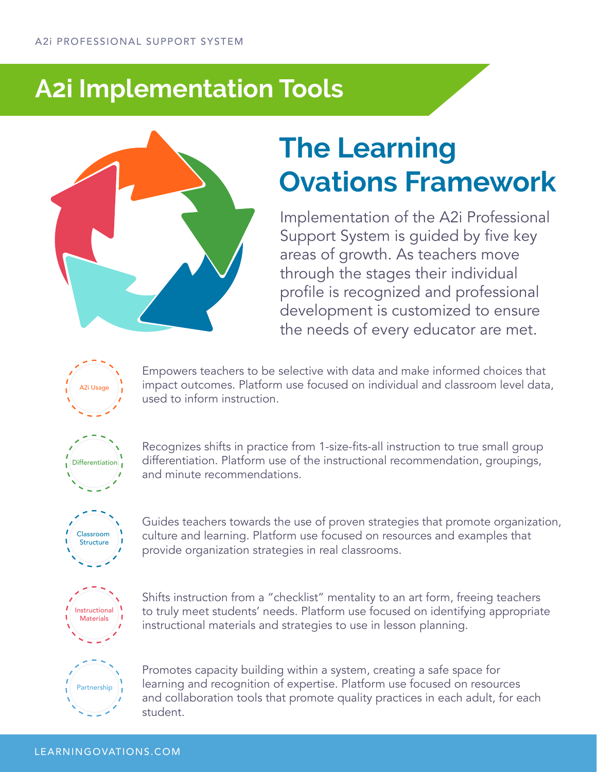A2i PROFESSIONAL SUPPORT SYSTEM

# A2i Implementation Tools

## The Learning Ovations Framework

Implementation of the A2i Professional Support System is guided by five key areas of growth. As teachers move through the stages their individual profile is recognized and professional development is customized to ensure the needs of every educator are met.

**A2i Usage**

Empowers teachers to be selective with data and make informed choices that impact outcomes. Platform use focused on individual and classroom level data, used to inform instruction.

**Differentiation**

Recognizes shifts in practice from 1-size-fits-all instruction to true small group differentiation. Platform use of the instructional recommendation, groupings, and minute recommendations.

**Classroom Structure**

Guides teachers towards the use of proven strategies that promote organization, culture and learning. Platform use focused on resources and examples that provide organization strategies in real classrooms.

**Instructional Materials**

Shifts instruction from a "checklist" mentality to an art form, freeing teachers to truly meet students' needs. Platform use focused on identifying appropriate instructional materials and strategies to use in lesson planning.

**Partnership**

Promotes capacity building within a system, creating a safe space for learning and recognition of expertise. Platform use focused on resources and collaboration tools that promote quality practices in each adult, for each student.

LEARNINGOVATIONS.COM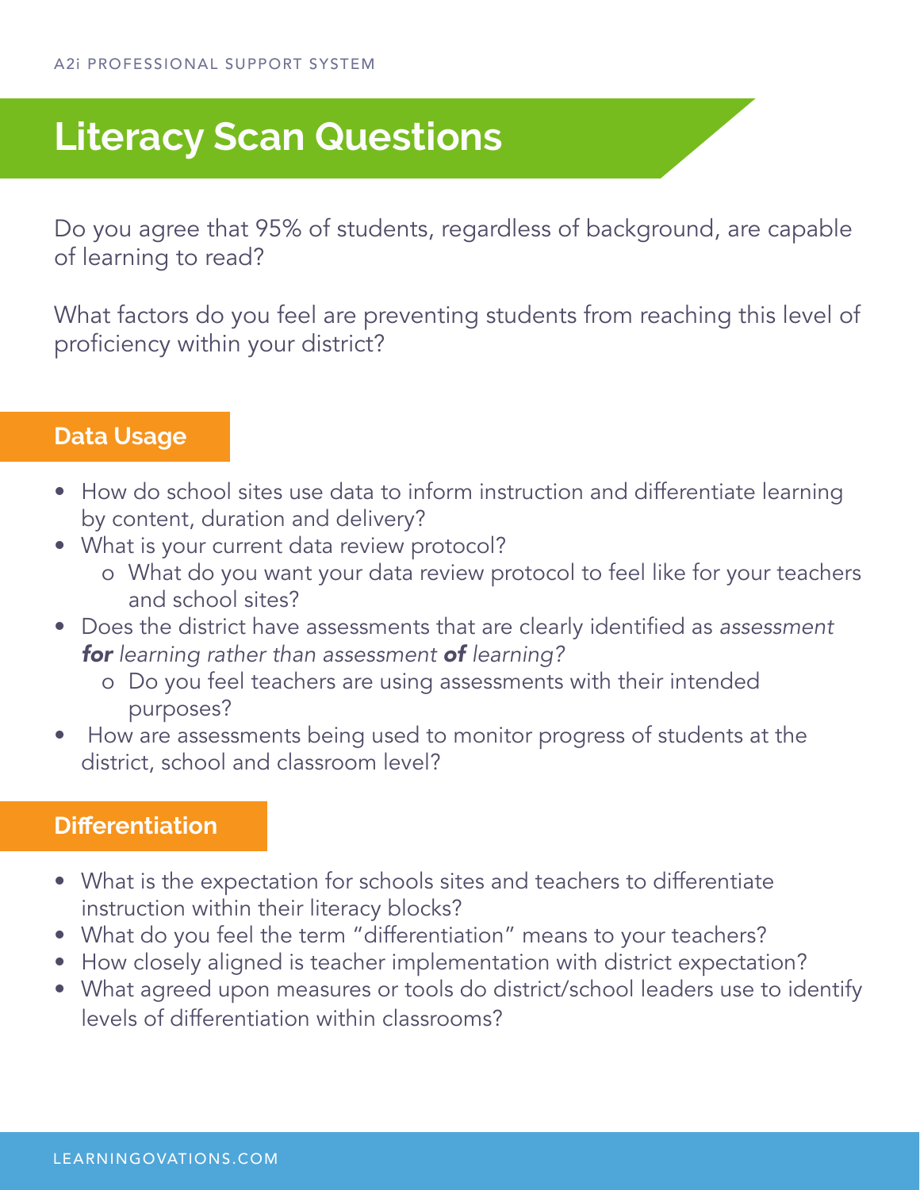# Literacy Scan Questions

Do you agree that 95% of students, regardless of background, are capable of learning to read?

What factors do you feel are preventing students from reaching this level of proficiency within your district?

## Data Usage

- How do school sites use data to inform instruction and differentiate learning by content, duration and delivery?
- What is your current data review protocol?
  - What do you want your data review protocol to feel like for your teachers and school sites?
- Does the district have assessments that are clearly identified as *assessment **for** learning rather than assessment **of** learning?*
  - Do you feel teachers are using assessments with their intended purposes?
- How are assessments being used to monitor progress of students at the district, school and classroom level?

## Differentiation

- What is the expectation for schools sites and teachers to differentiate instruction within their literacy blocks?
- What do you feel the term "differentiation" means to your teachers?
- How closely aligned is teacher implementation with district expectation?
- What agreed upon measures or tools do district/school leaders use to identify levels of differentiation within classrooms?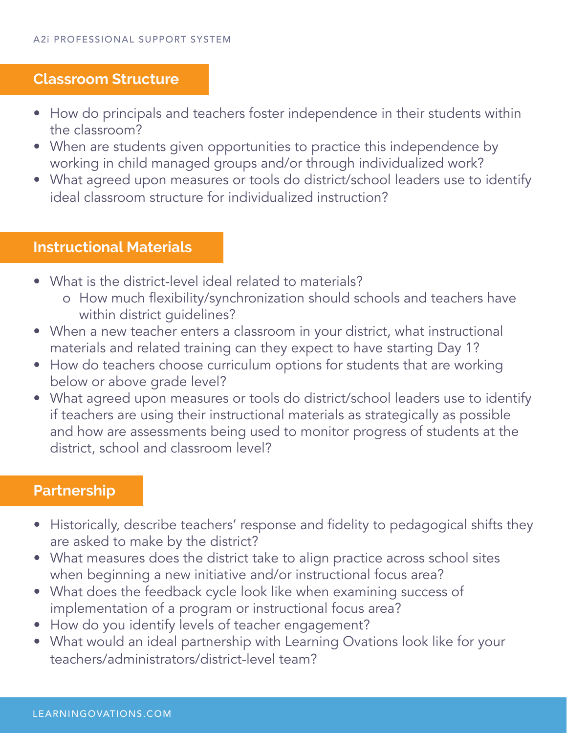## Classroom Structure

- How do principals and teachers foster independence in their students within the classroom?
- When are students given opportunities to practice this independence by working in child managed groups and/or through individualized work?
- What agreed upon measures or tools do district/school leaders use to identify ideal classroom structure for individualized instruction?

## Instructional Materials

- What is the district-level ideal related to materials?
  - How much flexibility/synchronization should schools and teachers have within district guidelines?
- When a new teacher enters a classroom in your district, what instructional materials and related training can they expect to have starting Day 1?
- How do teachers choose curriculum options for students that are working below or above grade level?
- What agreed upon measures or tools do district/school leaders use to identify if teachers are using their instructional materials as strategically as possible and how are assessments being used to monitor progress of students at the district, school and classroom level?

## Partnership

- Historically, describe teachers' response and fidelity to pedagogical shifts they are asked to make by the district?
- What measures does the district take to align practice across school sites when beginning a new initiative and/or instructional focus area?
- What does the feedback cycle look like when examining success of implementation of a program or instructional focus area?
- How do you identify levels of teacher engagement?
- What would an ideal partnership with Learning Ovations look like for your teachers/administrators/district-level team?